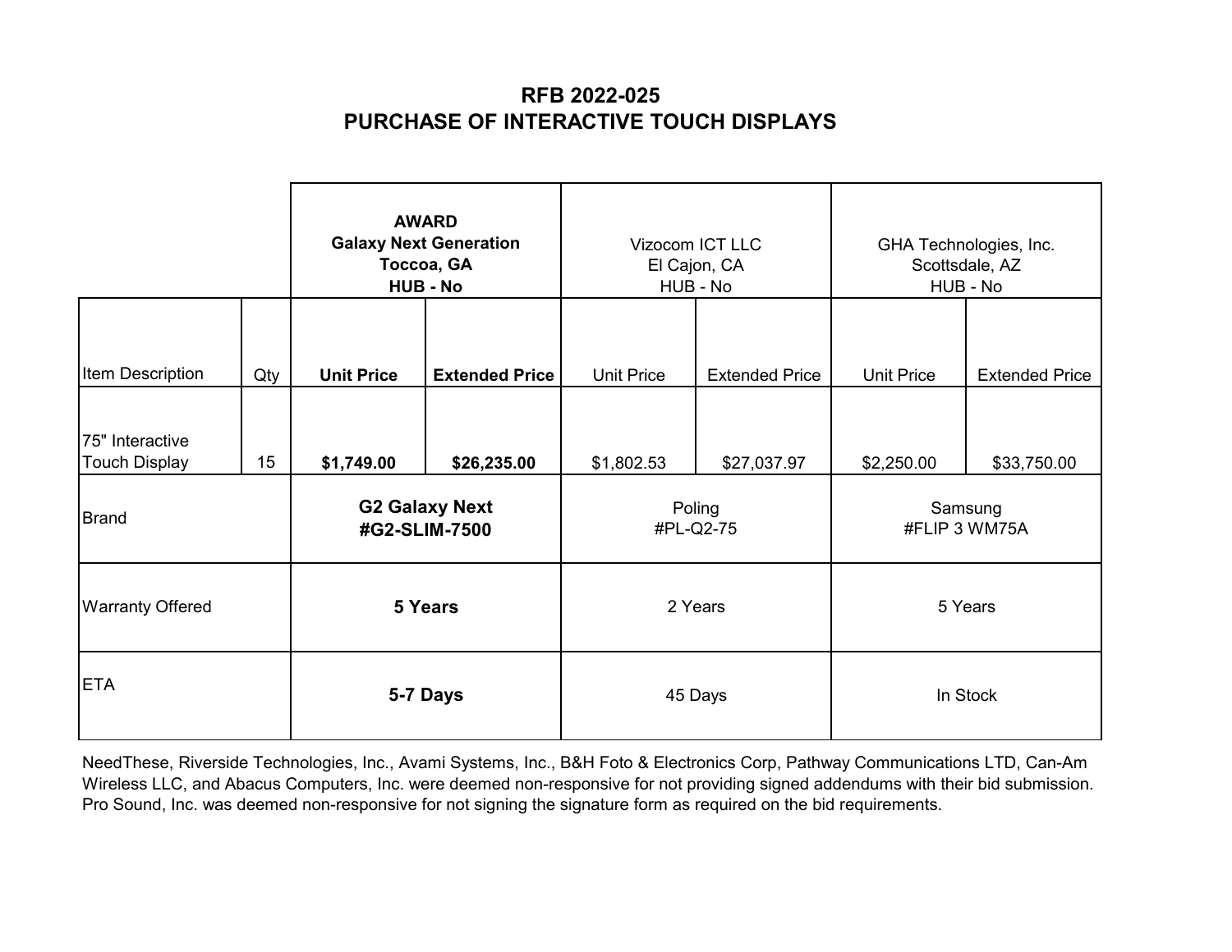# RFB 2022-025
# PURCHASE OF INTERACTIVE TOUCH DISPLAYS

| | | **AWARD** **Galaxy Next Generation** **Toccoa, GA** **HUB - No** | | Vizocom ICT LLC El Cajon, CA HUB - No | | GHA Technologies, Inc. Scottsdale, AZ HUB - No | |
|---|---|---|---|---|---|---|---|
| Item Description | Qty | **Unit Price** | **Extended Price** | Unit Price | Extended Price | Unit Price | Extended Price |
| 75" Interactive Touch Display | 15 | **$1,749.00** | **$26,235.00** | $1,802.53 | $27,037.97 | $2,250.00 | $33,750.00 |
| Brand | | **G2 Galaxy Next #G2-SLIM-7500** | | Poling #PL-Q2-75 | | Samsung #FLIP 3 WM75A | |
| Warranty Offered | | **5 Years** | | 2 Years | | 5 Years | |
| ETA | | **5-7 Days** | | 45 Days | | In Stock | |

NeedThese, Riverside Technologies, Inc., Avami Systems, Inc., B&H Foto & Electronics Corp, Pathway Communications LTD, Can-Am Wireless LLC, and Abacus Computers, Inc. were deemed non-responsive for not providing signed addendums with their bid submission. Pro Sound, Inc. was deemed non-responsive for not signing the signature form as required on the bid requirements.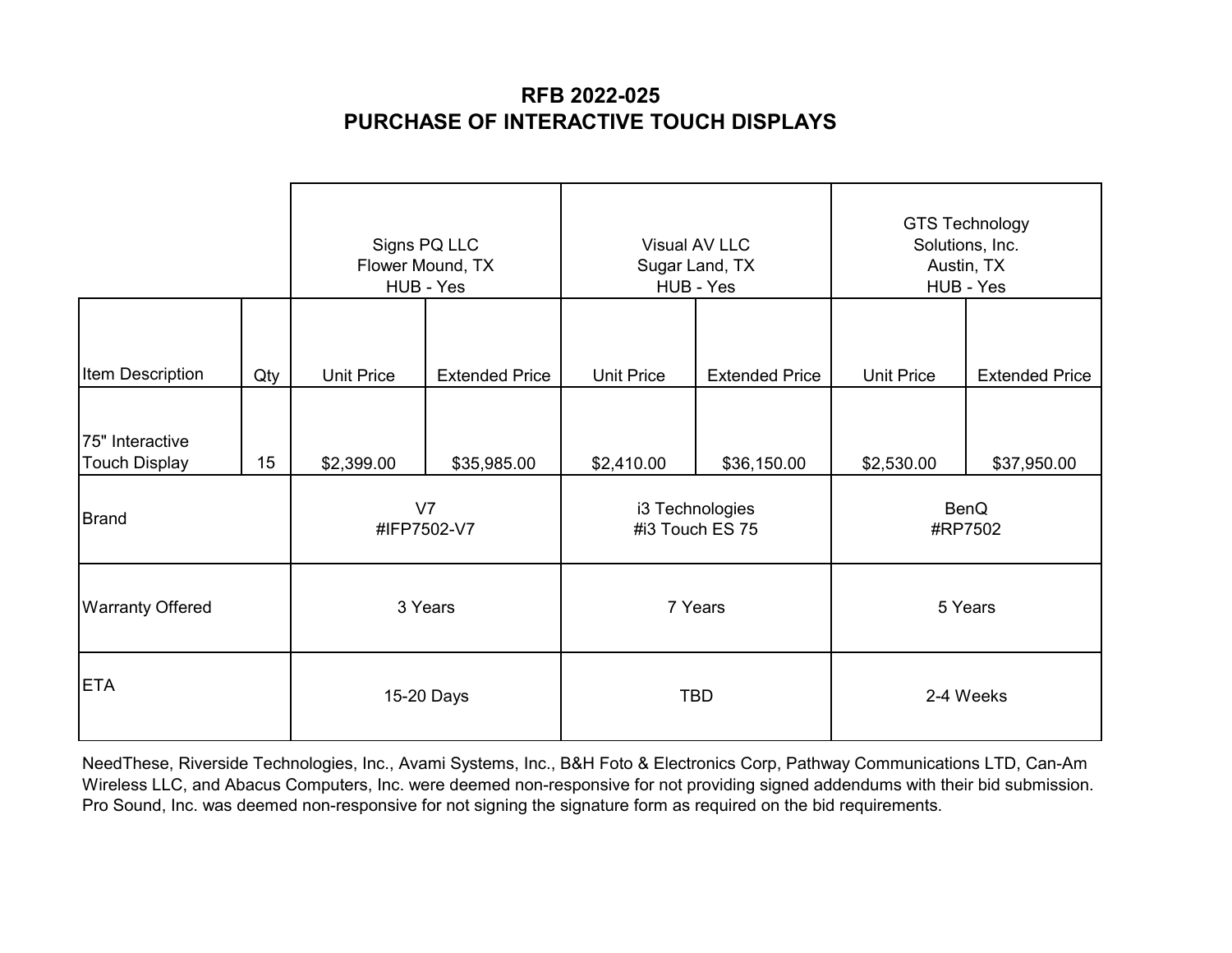# RFB 2022-025
# PURCHASE OF INTERACTIVE TOUCH DISPLAYS

| | | Signs PQ LLC Flower Mound, TX HUB - Yes | | Visual AV LLC Sugar Land, TX HUB - Yes | | GTS Technology Solutions, Inc. Austin, TX HUB - Yes | |
|---|---|---|---|---|---|---|---|
| Item Description | Qty | Unit Price | Extended Price | Unit Price | Extended Price | Unit Price | Extended Price |
| 75" Interactive Touch Display | 15 | $2,399.00 | $35,985.00 | $2,410.00 | $36,150.00 | $2,530.00 | $37,950.00 |
| Brand | | V7 #IFP7502-V7 | | i3 Technologies #i3 Touch ES 75 | | BenQ #RP7502 | |
| Warranty Offered | | 3 Years | | 7 Years | | 5 Years | |
| ETA | | 15-20 Days | | TBD | | 2-4 Weeks | |

NeedThese, Riverside Technologies, Inc., Avami Systems, Inc., B&H Foto & Electronics Corp, Pathway Communications LTD, Can-Am Wireless LLC, and Abacus Computers, Inc. were deemed non-responsive for not providing signed addendums with their bid submission. Pro Sound, Inc. was deemed non-responsive for not signing the signature form as required on the bid requirements.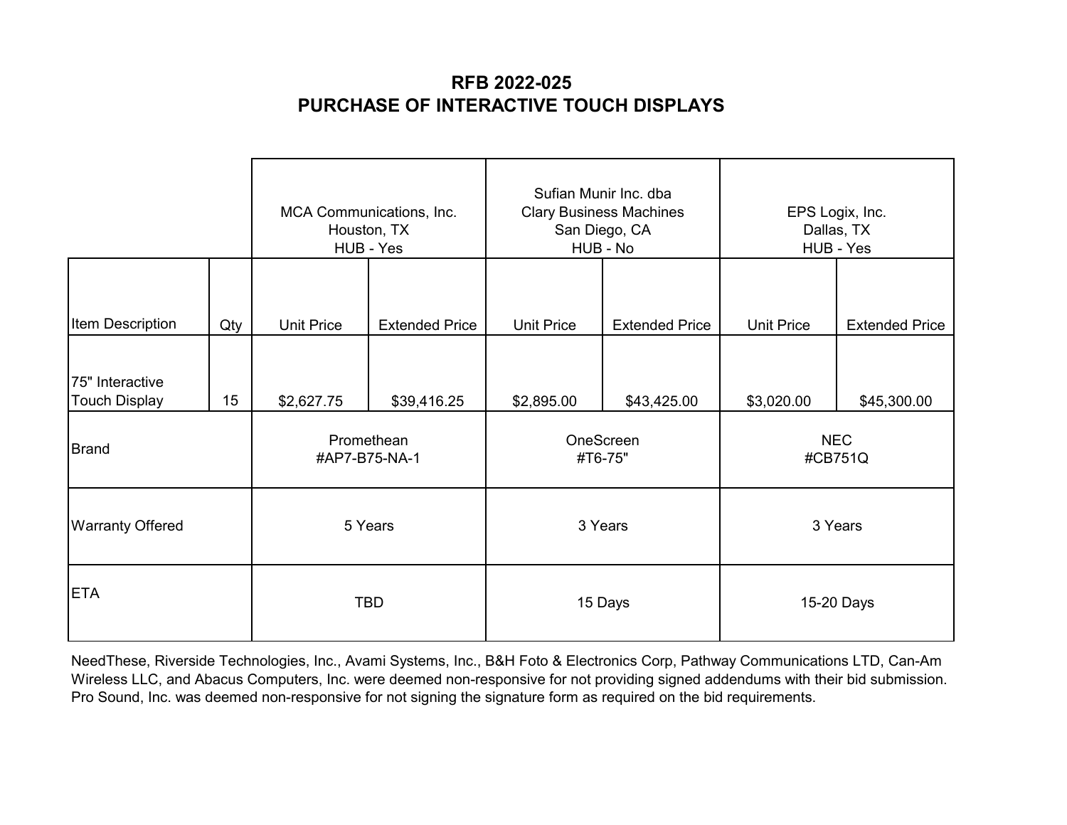## RFB 2022-025
## PURCHASE OF INTERACTIVE TOUCH DISPLAYS

| | | MCA Communications, Inc. Houston, TX HUB - Yes | | Sufian Munir Inc. dba Clary Business Machines San Diego, CA HUB - No | | EPS Logix, Inc. Dallas, TX HUB - Yes | |
|---|---|---|---|---|---|---|---|
| Item Description | Qty | Unit Price | Extended Price | Unit Price | Extended Price | Unit Price | Extended Price |
| 75" Interactive Touch Display | 15 | $2,627.75 | $39,416.25 | $2,895.00 | $43,425.00 | $3,020.00 | $45,300.00 |
| Brand | | Promethean #AP7-B75-NA-1 | | OneScreen #T6-75" | | NEC #CB751Q | |
| Warranty Offered | | 5 Years | | 3 Years | | 3 Years | |
| ETA | | TBD | | 15 Days | | 15-20 Days | |

NeedThese, Riverside Technologies, Inc., Avami Systems, Inc., B&H Foto & Electronics Corp, Pathway Communications LTD, Can-Am Wireless LLC, and Abacus Computers, Inc. were deemed non-responsive for not providing signed addendums with their bid submission. Pro Sound, Inc. was deemed non-responsive for not signing the signature form as required on the bid requirements.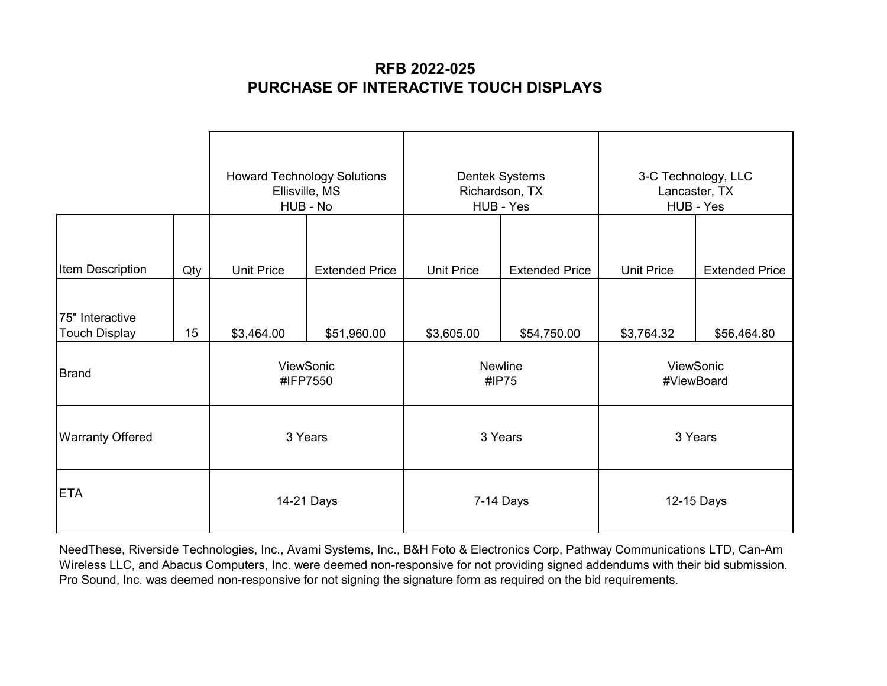## RFB 2022-025
## PURCHASE OF INTERACTIVE TOUCH DISPLAYS

| | | Howard Technology Solutions<br>Ellisville, MS<br>HUB - No | | Dentek Systems<br>Richardson, TX<br>HUB - Yes | | 3-C Technology, LLC<br>Lancaster, TX<br>HUB - Yes | |
|---|---|---|---|---|---|---|---|
| Item Description | Qty | Unit Price | Extended Price | Unit Price | Extended Price | Unit Price | Extended Price |
| 75" Interactive Touch Display | 15 | $3,464.00 | $51,960.00 | $3,605.00 | $54,750.00 | $3,764.32 | $56,464.80 |
| Brand | | ViewSonic<br>#IFP7550 | | Newline<br>#IP75 | | ViewSonic<br>#ViewBoard | |
| Warranty Offered | | 3 Years | | 3 Years | | 3 Years | |
| ETA | | 14-21 Days | | 7-14 Days | | 12-15 Days | |

NeedThese, Riverside Technologies, Inc., Avami Systems, Inc., B&H Foto & Electronics Corp, Pathway Communications LTD, Can-Am Wireless LLC, and Abacus Computers, Inc. were deemed non-responsive for not providing signed addendums with their bid submission. Pro Sound, Inc. was deemed non-responsive for not signing the signature form as required on the bid requirements.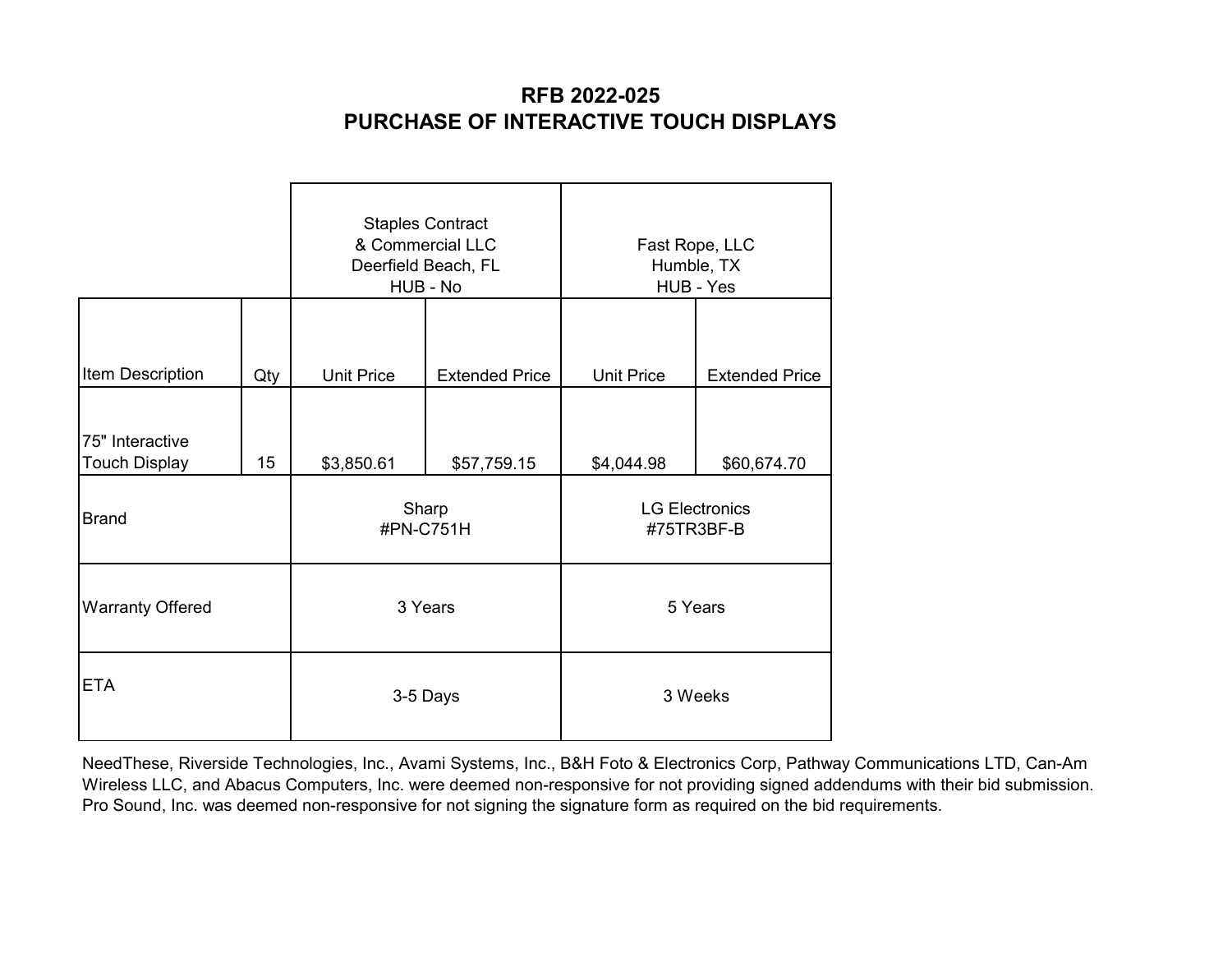# RFB 2022-025
## PURCHASE OF INTERACTIVE TOUCH DISPLAYS

| | | Staples Contract & Commercial LLC Deerfield Beach, FL HUB - No | | Fast Rope, LLC Humble, TX HUB - Yes | |
|---|---|---|---|---|---|
| Item Description | Qty | Unit Price | Extended Price | Unit Price | Extended Price |
| 75" Interactive Touch Display | 15 | $3,850.61 | $57,759.15 | $4,044.98 | $60,674.70 |
| Brand | | Sharp #PN-C751H | | LG Electronics #75TR3BF-B | |
| Warranty Offered | | 3 Years | | 5 Years | |
| ETA | | 3-5 Days | | 3 Weeks | |

NeedThese, Riverside Technologies, Inc., Avami Systems, Inc., B&H Foto & Electronics Corp, Pathway Communications LTD, Can-Am Wireless LLC, and Abacus Computers, Inc. were deemed non-responsive for not providing signed addendums with their bid submission. Pro Sound, Inc. was deemed non-responsive for not signing the signature form as required on the bid requirements.